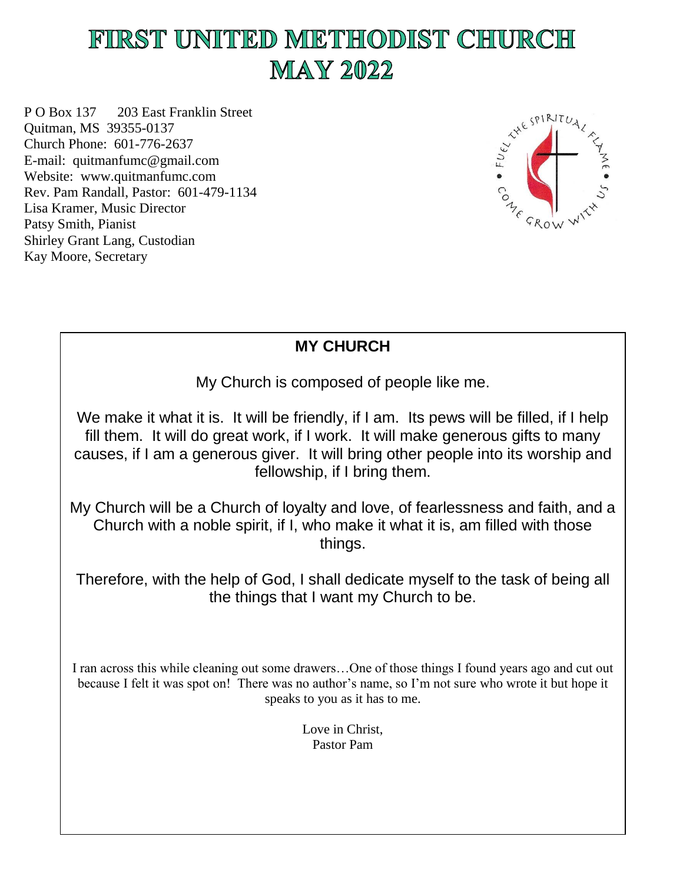# FIRST UNITED METHODIST CHURCH
# MAY 2022

P O Box 137 203 East Franklin Street
Quitman, MS 39355-0137
Church Phone: 601-776-2637
E-mail: quitmanfumc@gmail.com
Website: www.quitmanfumc.com
Rev. Pam Randall, Pastor: 601-479-1134
Lisa Kramer, Music Director
Patsy Smith, Pianist
Shirley Grant Lang, Custodian
Kay Moore, Secretary

FUEL THE SPIRITUAL FLAME • COME GROW WITH US

## MY CHURCH

My Church is composed of people like me.

We make it what it is. It will be friendly, if I am. Its pews will be filled, if I help fill them. It will do great work, if I work. It will make generous gifts to many causes, if I am a generous giver. It will bring other people into its worship and fellowship, if I bring them.

My Church will be a Church of loyalty and love, of fearlessness and faith, and a Church with a noble spirit, if I, who make it what it is, am filled with those things.

Therefore, with the help of God, I shall dedicate myself to the task of being all the things that I want my Church to be.

I ran across this while cleaning out some drawers…One of those things I found years ago and cut out because I felt it was spot on! There was no author's name, so I'm not sure who wrote it but hope it speaks to you as it has to me.

Love in Christ,
Pastor Pam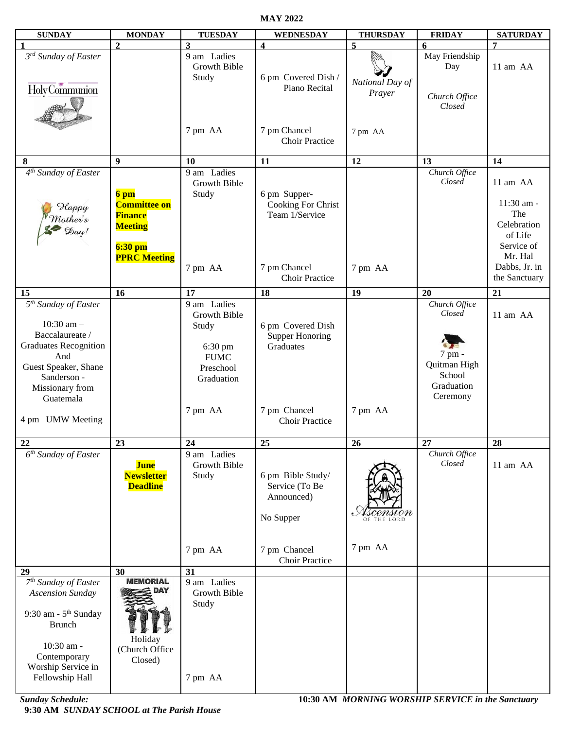**MAY 2022**

| SUNDAY | MONDAY | TUESDAY | WEDNESDAY | THURSDAY | FRIDAY | SATURDAY |
|---|---|---|---|---|---|---|
| **1** <br> *3rd Sunday of Easter* <br> Holy Communion | **2** | **3** <br> 9 am Ladies Growth Bible Study <br> 7 pm AA | **4** <br> 6 pm Covered Dish / Piano Recital <br> 7 pm Chancel Choir Practice | **5** <br> *National Day of Prayer* <br> 7 pm AA | **6** <br> May Friendship Day <br> *Church Office Closed* | **7** <br> 11 am AA |
| **8** <br> *4th Sunday of Easter* <br> Happy Mother's Day! | **9** <br> **6 pm Committee on Finance Meeting** <br> **6:30 pm PPRC Meeting** | **10** <br> 9 am Ladies Growth Bible Study <br> 7 pm AA | **11** <br> 6 pm Supper- Cooking For Christ Team 1/Service <br> 7 pm Chancel Choir Practice | **12** <br> 7 pm AA | **13** <br> *Church Office Closed* | **14** <br> 11 am AA <br> 11:30 am - The Celebration of Life Service of Mr. Hal Dabbs, Jr. in the Sanctuary |
| **15** <br> *5th Sunday of Easter* <br> 10:30 am – Baccalaureate / Graduates Recognition And Guest Speaker, Shane Sanderson - Missionary from Guatemala <br> 4 pm UMW Meeting | **16** | **17** <br> 9 am Ladies Growth Bible Study <br> 6:30 pm FUMC Preschool Graduation <br> 7 pm AA | **18** <br> 6 pm Covered Dish Supper Honoring Graduates <br> 7 pm Chancel Choir Practice | **19** <br> 7 pm AA | **20** <br> *Church Office Closed* <br> 7 pm - Quitman High School Graduation Ceremony | **21** <br> 11 am AA |
| **22** <br> *6th Sunday of Easter* | **23** <br> **June Newsletter Deadline** | **24** <br> 9 am Ladies Growth Bible Study <br> 7 pm AA | **25** <br> 6 pm Bible Study/ Service (To Be Announced) <br> No Supper <br> 7 pm Chancel Choir Practice | **26** <br> Ascension of the Lord <br> 7 pm AA | **27** <br> *Church Office Closed* | **28** <br> 11 am AA |
| **29** <br> *7th Sunday of Easter* <br> *Ascension Sunday* <br> 9:30 am - 5th Sunday Brunch <br> 10:30 am - Contemporary Worship Service in Fellowship Hall | **30** <br> MEMORIAL DAY <br> Holiday (Church Office Closed) | **31** <br> 9 am Ladies Growth Bible Study <br> 7 pm AA | | | | |

***Sunday Schedule:***
**9:30 AM** ***SUNDAY SCHOOL at The Parish House***
**10:30 AM** ***MORNING WORSHIP SERVICE in the Sanctuary***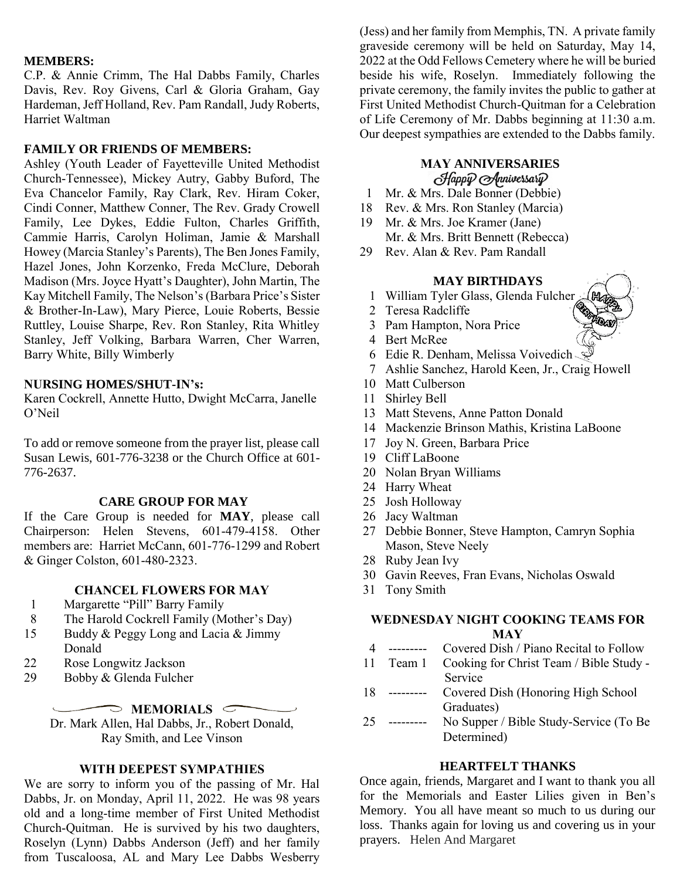**MEMBERS:**

C.P. & Annie Crimm, The Hal Dabbs Family, Charles Davis, Rev. Roy Givens, Carl & Gloria Graham, Gay Hardeman, Jeff Holland, Rev. Pam Randall, Judy Roberts, Harriet Waltman

**FAMILY OR FRIENDS OF MEMBERS:**

Ashley (Youth Leader of Fayetteville United Methodist Church-Tennessee), Mickey Autry, Gabby Buford, The Eva Chancelor Family, Ray Clark, Rev. Hiram Coker, Cindi Conner, Matthew Conner, The Rev. Grady Crowell Family, Lee Dykes, Eddie Fulton, Charles Griffith, Cammie Harris, Carolyn Holiman, Jamie & Marshall Howey (Marcia Stanley's Parents), The Ben Jones Family, Hazel Jones, John Korzenko, Freda McClure, Deborah Madison (Mrs. Joyce Hyatt's Daughter), John Martin, The Kay Mitchell Family, The Nelson's (Barbara Price's Sister & Brother-In-Law), Mary Pierce, Louie Roberts, Bessie Ruttley, Louise Sharpe, Rev. Ron Stanley, Rita Whitley Stanley, Jeff Volking, Barbara Warren, Cher Warren, Barry White, Billy Wimberly

**NURSING HOMES/SHUT-IN's:**

Karen Cockrell, Annette Hutto, Dwight McCarra, Janelle O'Neil

To add or remove someone from the prayer list, please call Susan Lewis, 601-776-3238 or the Church Office at 601-776-2637.

## CARE GROUP FOR MAY

If the Care Group is needed for **MAY**, please call Chairperson: Helen Stevens, 601-479-4158. Other members are: Harriet McCann, 601-776-1299 and Robert & Ginger Colston, 601-480-2323.

## CHANCEL FLOWERS FOR MAY

1 Margarette "Pill" Barry Family
8 The Harold Cockrell Family (Mother's Day)
15 Buddy & Peggy Long and Lacia & Jimmy Donald
22 Rose Longwitz Jackson
29 Bobby & Glenda Fulcher

## MEMORIALS

Dr. Mark Allen, Hal Dabbs, Jr., Robert Donald, Ray Smith, and Lee Vinson

## WITH DEEPEST SYMPATHIES

We are sorry to inform you of the passing of Mr. Hal Dabbs, Jr. on Monday, April 11, 2022. He was 98 years old and a long-time member of First United Methodist Church-Quitman. He is survived by his two daughters, Roselyn (Lynn) Dabbs Anderson (Jeff) and her family from Tuscaloosa, AL and Mary Lee Dabbs Wesberry (Jess) and her family from Memphis, TN. A private family graveside ceremony will be held on Saturday, May 14, 2022 at the Odd Fellows Cemetery where he will be buried beside his wife, Roselyn. Immediately following the private ceremony, the family invites the public to gather at First United Methodist Church-Quitman for a Celebration of Life Ceremony of Mr. Dabbs beginning at 11:30 a.m. Our deepest sympathies are extended to the Dabbs family.

## MAY ANNIVERSARIES

*Happy Anniversary*

1 Mr. & Mrs. Dale Bonner (Debbie)
18 Rev. & Mrs. Ron Stanley (Marcia)
19 Mr. & Mrs. Joe Kramer (Jane)
 Mr. & Mrs. Britt Bennett (Rebecca)
29 Rev. Alan & Rev. Pam Randall

## MAY BIRTHDAYS

1 William Tyler Glass, Glenda Fulcher
2 Teresa Radcliffe
3 Pam Hampton, Nora Price
4 Bert McRee
6 Edie R. Denham, Melissa Voivedich
7 Ashlie Sanchez, Harold Keen, Jr., Craig Howell
10 Matt Culberson
11 Shirley Bell
13 Matt Stevens, Anne Patton Donald
14 Mackenzie Brinson Mathis, Kristina LaBoone
17 Joy N. Green, Barbara Price
19 Cliff LaBoone
20 Nolan Bryan Williams
24 Harry Wheat
25 Josh Holloway
26 Jacy Waltman
27 Debbie Bonner, Steve Hampton, Camryn Sophia Mason, Steve Neely
28 Ruby Jean Ivy
30 Gavin Reeves, Fran Evans, Nicholas Oswald
31 Tony Smith

## WEDNESDAY NIGHT COOKING TEAMS FOR MAY

| | | |
|---|---|---|
| 4 | --------- | Covered Dish / Piano Recital to Follow |
| 11 | Team 1 | Cooking for Christ Team / Bible Study - Service |
| 18 | --------- | Covered Dish (Honoring High School Graduates) |
| 25 | --------- | No Supper / Bible Study-Service (To Be Determined) |

## HEARTFELT THANKS

Once again, friends, Margaret and I want to thank you all for the Memorials and Easter Lilies given in Ben's Memory. You all have meant so much to us during our loss. Thanks again for loving us and covering us in your prayers. Helen And Margaret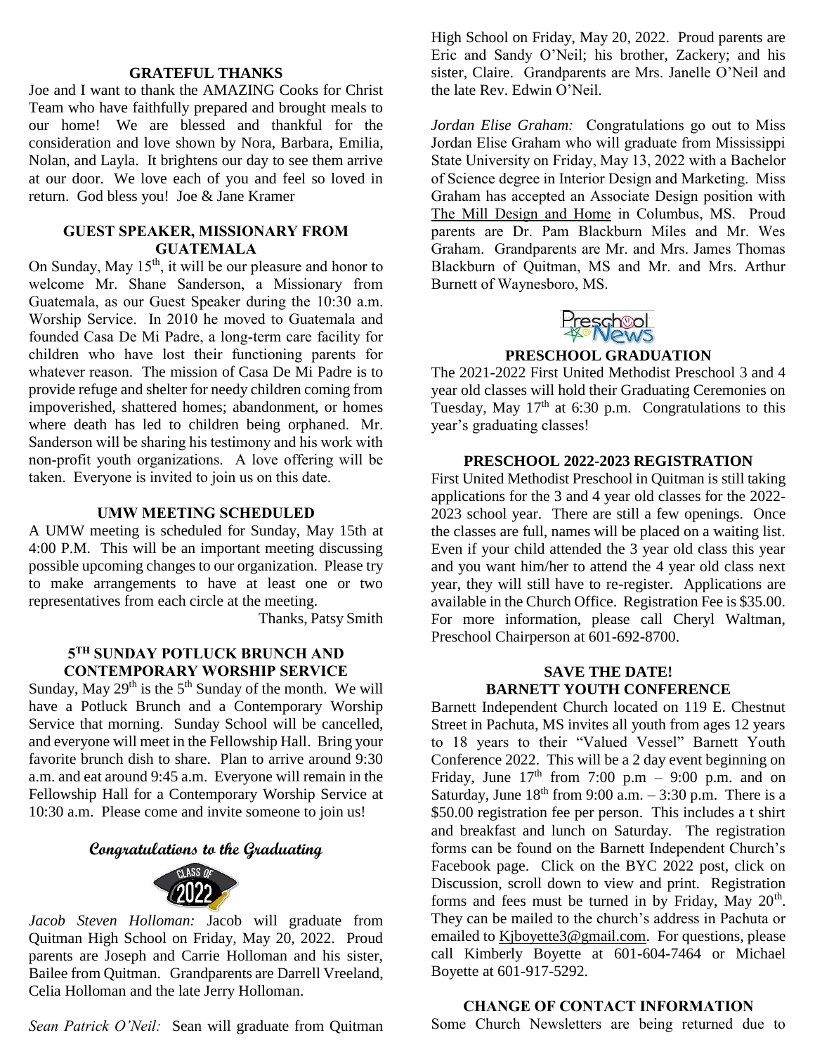### GRATEFUL THANKS

Joe and I want to thank the AMAZING Cooks for Christ Team who have faithfully prepared and brought meals to our home! We are blessed and thankful for the consideration and love shown by Nora, Barbara, Emilia, Nolan, and Layla. It brightens our day to see them arrive at our door. We love each of you and feel so loved in return. God bless you! Joe & Jane Kramer

### GUEST SPEAKER, MISSIONARY FROM GUATEMALA

On Sunday, May 15th, it will be our pleasure and honor to welcome Mr. Shane Sanderson, a Missionary from Guatemala, as our Guest Speaker during the 10:30 a.m. Worship Service. In 2010 he moved to Guatemala and founded Casa De Mi Padre, a long-term care facility for children who have lost their functioning parents for whatever reason. The mission of Casa De Mi Padre is to provide refuge and shelter for needy children coming from impoverished, shattered homes; abandonment, or homes where death has led to children being orphaned. Mr. Sanderson will be sharing his testimony and his work with non-profit youth organizations. A love offering will be taken. Everyone is invited to join us on this date.

### UMW MEETING SCHEDULED

A UMW meeting is scheduled for Sunday, May 15th at 4:00 P.M. This will be an important meeting discussing possible upcoming changes to our organization. Please try to make arrangements to have at least one or two representatives from each circle at the meeting.

Thanks, Patsy Smith

### 5TH SUNDAY POTLUCK BRUNCH AND CONTEMPORARY WORSHIP SERVICE

Sunday, May 29th is the 5th Sunday of the month. We will have a Potluck Brunch and a Contemporary Worship Service that morning. Sunday School will be cancelled, and everyone will meet in the Fellowship Hall. Bring your favorite brunch dish to share. Plan to arrive around 9:30 a.m. and eat around 9:45 a.m. Everyone will remain in the Fellowship Hall for a Contemporary Worship Service at 10:30 a.m. Please come and invite someone to join us!

### Congratulations to the Graduating

CLASS OF 2022

*Jacob Steven Holloman:* Jacob will graduate from Quitman High School on Friday, May 20, 2022. Proud parents are Joseph and Carrie Holloman and his sister, Bailee from Quitman. Grandparents are Darrell Vreeland, Celia Holloman and the late Jerry Holloman.

*Sean Patrick O'Neil:* Sean will graduate from Quitman High School on Friday, May 20, 2022. Proud parents are Eric and Sandy O'Neil; his brother, Zackery; and his sister, Claire. Grandparents are Mrs. Janelle O'Neil and the late Rev. Edwin O'Neil.

*Jordan Elise Graham:* Congratulations go out to Miss Jordan Elise Graham who will graduate from Mississippi State University on Friday, May 13, 2022 with a Bachelor of Science degree in Interior Design and Marketing. Miss Graham has accepted an Associate Design position with The Mill Design and Home in Columbus, MS. Proud parents are Dr. Pam Blackburn Miles and Mr. Wes Graham. Grandparents are Mr. and Mrs. James Thomas Blackburn of Quitman, MS and Mr. and Mrs. Arthur Burnett of Waynesboro, MS.

Preschool News

### PRESCHOOL GRADUATION

The 2021-2022 First United Methodist Preschool 3 and 4 year old classes will hold their Graduating Ceremonies on Tuesday, May 17th at 6:30 p.m. Congratulations to this year's graduating classes!

### PRESCHOOL 2022-2023 REGISTRATION

First United Methodist Preschool in Quitman is still taking applications for the 3 and 4 year old classes for the 2022-2023 school year. There are still a few openings. Once the classes are full, names will be placed on a waiting list. Even if your child attended the 3 year old class this year and you want him/her to attend the 4 year old class next year, they will still have to re-register. Applications are available in the Church Office. Registration Fee is $35.00. For more information, please call Cheryl Waltman, Preschool Chairperson at 601-692-8700.

### SAVE THE DATE! BARNETT YOUTH CONFERENCE

Barnett Independent Church located on 119 E. Chestnut Street in Pachuta, MS invites all youth from ages 12 years to 18 years to their "Valued Vessel" Barnett Youth Conference 2022. This will be a 2 day event beginning on Friday, June 17th from 7:00 p.m – 9:00 p.m. and on Saturday, June 18th from 9:00 a.m. – 3:30 p.m. There is a $50.00 registration fee per person. This includes a t shirt and breakfast and lunch on Saturday. The registration forms can be found on the Barnett Independent Church's Facebook page. Click on the BYC 2022 post, click on Discussion, scroll down to view and print. Registration forms and fees must be turned in by Friday, May 20th. They can be mailed to the church's address in Pachuta or emailed to Kjboyette3@gmail.com. For questions, please call Kimberly Boyette at 601-604-7464 or Michael Boyette at 601-917-5292.

### CHANGE OF CONTACT INFORMATION

Some Church Newsletters are being returned due to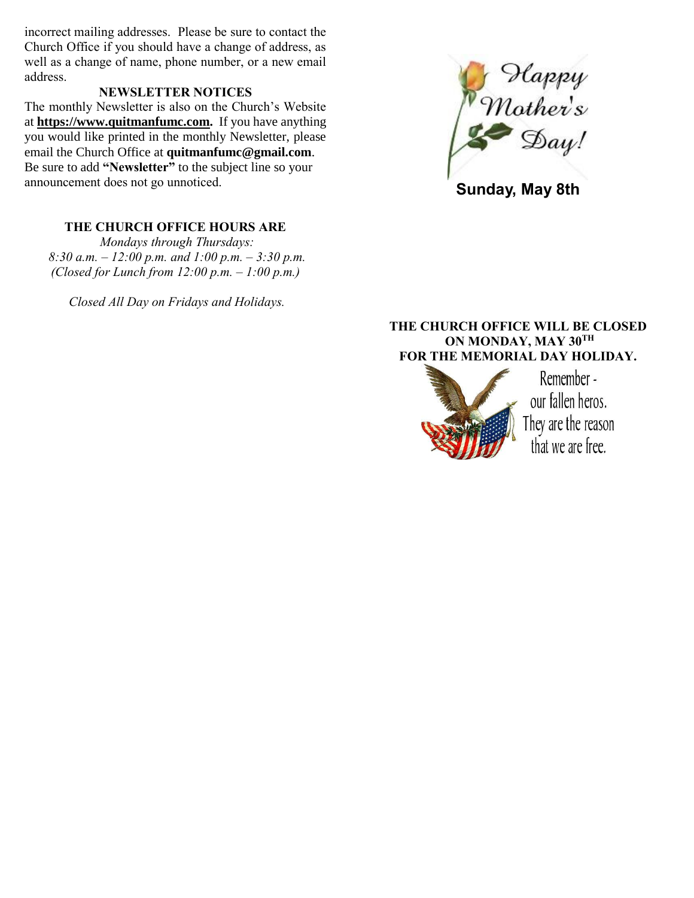incorrect mailing addresses. Please be sure to contact the Church Office if you should have a change of address, as well as a change of name, phone number, or a new email address.

### NEWSLETTER NOTICES

The monthly Newsletter is also on the Church's Website at **https://www.quitmanfumc.com.** If you have anything you would like printed in the monthly Newsletter, please email the Church Office at **quitmanfumc@gmail.com**. Be sure to add **"Newsletter"** to the subject line so your announcement does not go unnoticed.

### THE CHURCH OFFICE HOURS ARE

*Mondays through Thursdays:*
*8:30 a.m. – 12:00 p.m. and 1:00 p.m. – 3:30 p.m.*
*(Closed for Lunch from 12:00 p.m. – 1:00 p.m.)*

*Closed All Day on Fridays and Holidays.*

Happy Mother's Day!

**Sunday, May 8th**

**THE CHURCH OFFICE WILL BE CLOSED ON MONDAY, MAY 30TH FOR THE MEMORIAL DAY HOLIDAY.**

Remember - our fallen heros. They are the reason that we are free.